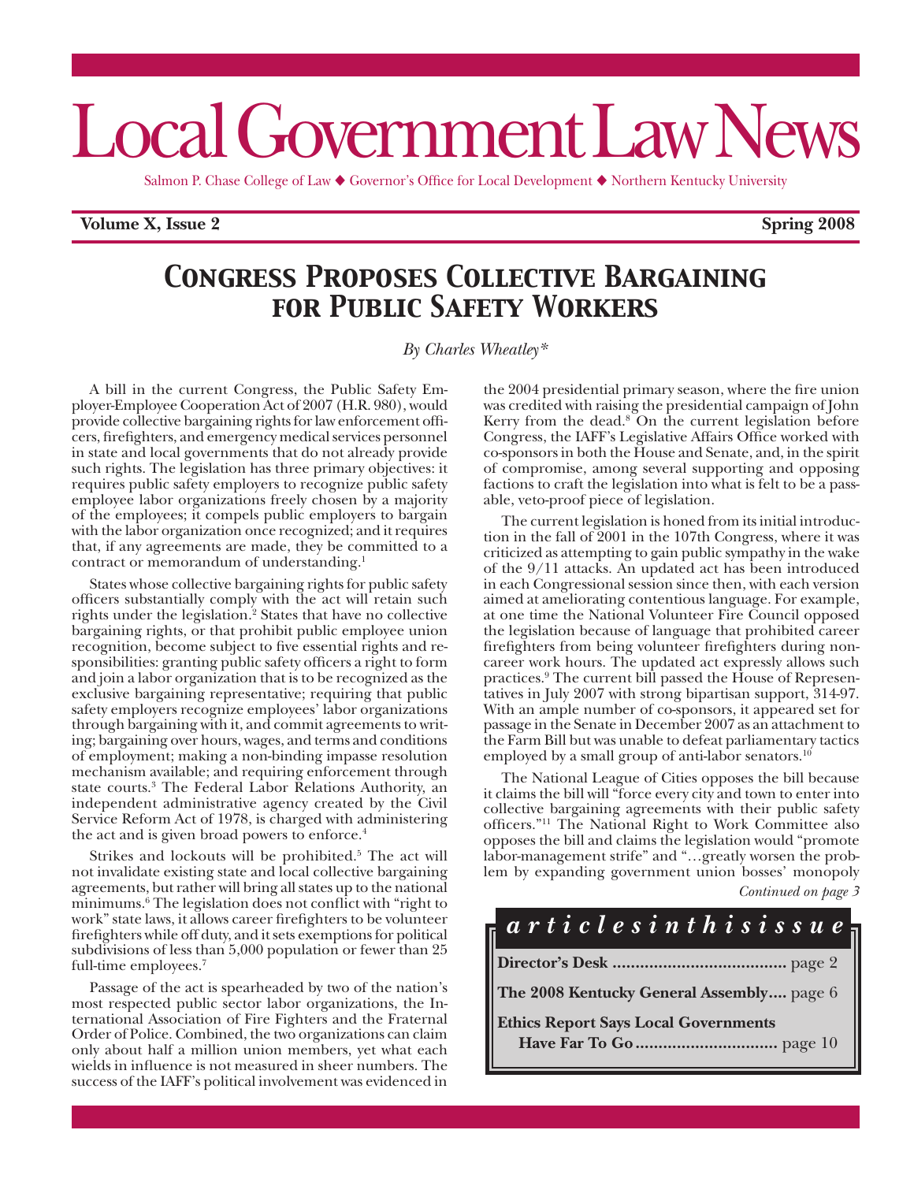# Local Government Law News

Salmon P. Chase College of Law ◆ Governor's Office for Local Development ◆ Northern Kentucky University

**Volume X, Issue 2** **Spring 2008**

## *Congress Proposes Collective Bargaining for Public Safety Workers*

*By Charles Wheatley**

A bill in the current Congress, the Public Safety Employer-Employee Cooperation Act of 2007 (H.R. 980), would provide collective bargaining rights for law enforcement officers, firefighters, and emergency medical services personnel in state and local governments that do not already provide such rights. The legislation has three primary objectives: it requires public safety employers to recognize public safety employee labor organizations freely chosen by a majority of the employees; it compels public employers to bargain with the labor organization once recognized; and it requires that, if any agreements are made, they be committed to a contract or memorandum of understanding.[1]

States whose collective bargaining rights for public safety officers substantially comply with the act will retain such rights under the legislation.[2] States that have no collective bargaining rights, or that prohibit public employee union recognition, become subject to five essential rights and responsibilities: granting public safety officers a right to form and join a labor organization that is to be recognized as the exclusive bargaining representative; requiring that public safety employers recognize employees' labor organizations through bargaining with it, and commit agreements to writing; bargaining over hours, wages, and terms and conditions of employment; making a non-binding impasse resolution mechanism available; and requiring enforcement through state courts.[3] The Federal Labor Relations Authority, an independent administrative agency created by the Civil Service Reform Act of 1978, is charged with administering the act and is given broad powers to enforce.[4]

Strikes and lockouts will be prohibited.[5] The act will not invalidate existing state and local collective bargaining agreements, but rather will bring all states up to the national minimums.[6] The legislation does not conflict with "right to work" state laws, it allows career firefighters to be volunteer firefighters while off duty, and it sets exemptions for political subdivisions of less than 5,000 population or fewer than 25 full-time employees.[7]

Passage of the act is spearheaded by two of the nation's most respected public sector labor organizations, the International Association of Fire Fighters and the Fraternal Order of Police. Combined, the two organizations can claim only about half a million union members, yet what each wields in influence is not measured in sheer numbers. The success of the IAFF's political involvement was evidenced in the 2004 presidential primary season, where the fire union was credited with raising the presidential campaign of John Kerry from the dead.[8] On the current legislation before Congress, the IAFF's Legislative Affairs Office worked with co-sponsors in both the House and Senate, and, in the spirit of compromise, among several supporting and opposing factions to craft the legislation into what is felt to be a passable, veto-proof piece of legislation.

The current legislation is honed from its initial introduction in the fall of 2001 in the 107th Congress, where it was criticized as attempting to gain public sympathy in the wake of the 9/11 attacks. An updated act has been introduced in each Congressional session since then, with each version aimed at ameliorating contentious language. For example, at one time the National Volunteer Fire Council opposed the legislation because of language that prohibited career firefighters from being volunteer firefighters during non-career work hours. The updated act expressly allows such practices.[9] The current bill passed the House of Representatives in July 2007 with strong bipartisan support, 314-97. With an ample number of co-sponsors, it appeared set for passage in the Senate in December 2007 as an attachment to the Farm Bill but was unable to defeat parliamentary tactics employed by a small group of anti-labor senators.[10]

The National League of Cities opposes the bill because it claims the bill will "force every city and town to enter into collective bargaining agreements with their public safety officers."[11] The National Right to Work Committee also opposes the bill and claims the legislation would "promote labor-management strife" and "…greatly worsen the problem by expanding government union bosses' monopoly

*Continued on page 3*

***articles in this issue***

- **Director's Desk** ..................................... page 2
- **The 2008 Kentucky General Assembly**.... page 6
- **Ethics Report Says Local Governments Have Far To Go** .............................. page 10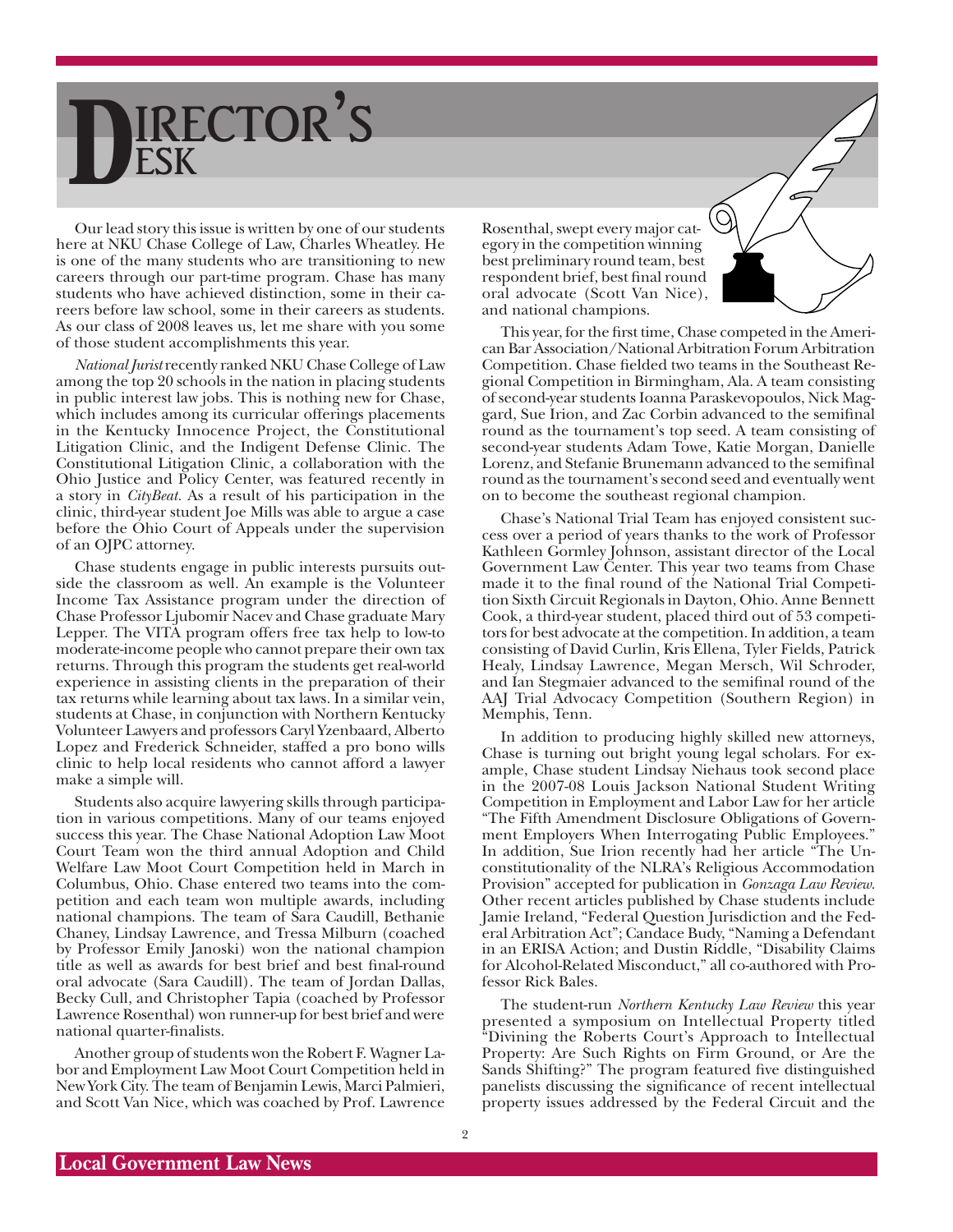# Director's Desk

Our lead story this issue is written by one of our students here at NKU Chase College of Law, Charles Wheatley. He is one of the many students who are transitioning to new careers through our part-time program. Chase has many students who have achieved distinction, some in their careers before law school, some in their careers as students. As our class of 2008 leaves us, let me share with you some of those student accomplishments this year.

*National Jurist* recently ranked NKU Chase College of Law among the top 20 schools in the nation in placing students in public interest law jobs. This is nothing new for Chase, which includes among its curricular offerings placements in the Kentucky Innocence Project, the Constitutional Litigation Clinic, and the Indigent Defense Clinic. The Constitutional Litigation Clinic, a collaboration with the Ohio Justice and Policy Center, was featured recently in a story in *CityBeat*. As a result of his participation in the clinic, third-year student Joe Mills was able to argue a case before the Ohio Court of Appeals under the supervision of an OJPC attorney.

Chase students engage in public interests pursuits outside the classroom as well. An example is the Volunteer Income Tax Assistance program under the direction of Chase Professor Ljubomir Nacev and Chase graduate Mary Lepper. The VITA program offers free tax help to low-to moderate-income people who cannot prepare their own tax returns. Through this program the students get real-world experience in assisting clients in the preparation of their tax returns while learning about tax laws. In a similar vein, students at Chase, in conjunction with Northern Kentucky Volunteer Lawyers and professors Caryl Yzenbaard, Alberto Lopez and Frederick Schneider, staffed a pro bono wills clinic to help local residents who cannot afford a lawyer make a simple will.

Students also acquire lawyering skills through participation in various competitions. Many of our teams enjoyed success this year. The Chase National Adoption Law Moot Court Team won the third annual Adoption and Child Welfare Law Moot Court Competition held in March in Columbus, Ohio. Chase entered two teams into the competition and each team won multiple awards, including national champions. The team of Sara Caudill, Bethanie Chaney, Lindsay Lawrence, and Tressa Milburn (coached by Professor Emily Janoski) won the national champion title as well as awards for best brief and best final-round oral advocate (Sara Caudill). The team of Jordan Dallas, Becky Cull, and Christopher Tapia (coached by Professor Lawrence Rosenthal) won runner-up for best brief and were national quarter-finalists.

Another group of students won the Robert F. Wagner Labor and Employment Law Moot Court Competition held in New York City. The team of Benjamin Lewis, Marci Palmieri, and Scott Van Nice, which was coached by Prof. Lawrence Rosenthal, swept every major category in the competition winning best preliminary round team, best respondent brief, best final round oral advocate (Scott Van Nice), and national champions.

This year, for the first time, Chase competed in the American Bar Association/National Arbitration Forum Arbitration Competition. Chase fielded two teams in the Southeast Regional Competition in Birmingham, Ala. A team consisting of second-year students Ioanna Paraskevopoulos, Nick Maggard, Sue Irion, and Zac Corbin advanced to the semifinal round as the tournament's top seed. A team consisting of second-year students Adam Towe, Katie Morgan, Danielle Lorenz, and Stefanie Brunemann advanced to the semifinal round as the tournament's second seed and eventually went on to become the southeast regional champion.

Chase's National Trial Team has enjoyed consistent success over a period of years thanks to the work of Professor Kathleen Gormley Johnson, assistant director of the Local Government Law Center. This year two teams from Chase made it to the final round of the National Trial Competition Sixth Circuit Regionals in Dayton, Ohio. Anne Bennett Cook, a third-year student, placed third out of 53 competitors for best advocate at the competition. In addition, a team consisting of David Curlin, Kris Ellena, Tyler Fields, Patrick Healy, Lindsay Lawrence, Megan Mersch, Wil Schroder, and Ian Stegmaier advanced to the semifinal round of the AAJ Trial Advocacy Competition (Southern Region) in Memphis, Tenn.

In addition to producing highly skilled new attorneys, Chase is turning out bright young legal scholars. For example, Chase student Lindsay Niehaus took second place in the 2007-08 Louis Jackson National Student Writing Competition in Employment and Labor Law for her article "The Fifth Amendment Disclosure Obligations of Government Employers When Interrogating Public Employees." In addition, Sue Irion recently had her article "The Unconstitutionality of the NLRA's Religious Accommodation Provision" accepted for publication in *Gonzaga Law Review*. Other recent articles published by Chase students include Jamie Ireland, "Federal Question Jurisdiction and the Federal Arbitration Act"; Candace Budy, "Naming a Defendant in an ERISA Action; and Dustin Riddle, "Disability Claims for Alcohol-Related Misconduct," all co-authored with Professor Rick Bales.

The student-run *Northern Kentucky Law Review* this year presented a symposium on Intellectual Property titled "Divining the Roberts Court's Approach to Intellectual Property: Are Such Rights on Firm Ground, or Are the Sands Shifting?" The program featured five distinguished panelists discussing the significance of recent intellectual property issues addressed by the Federal Circuit and the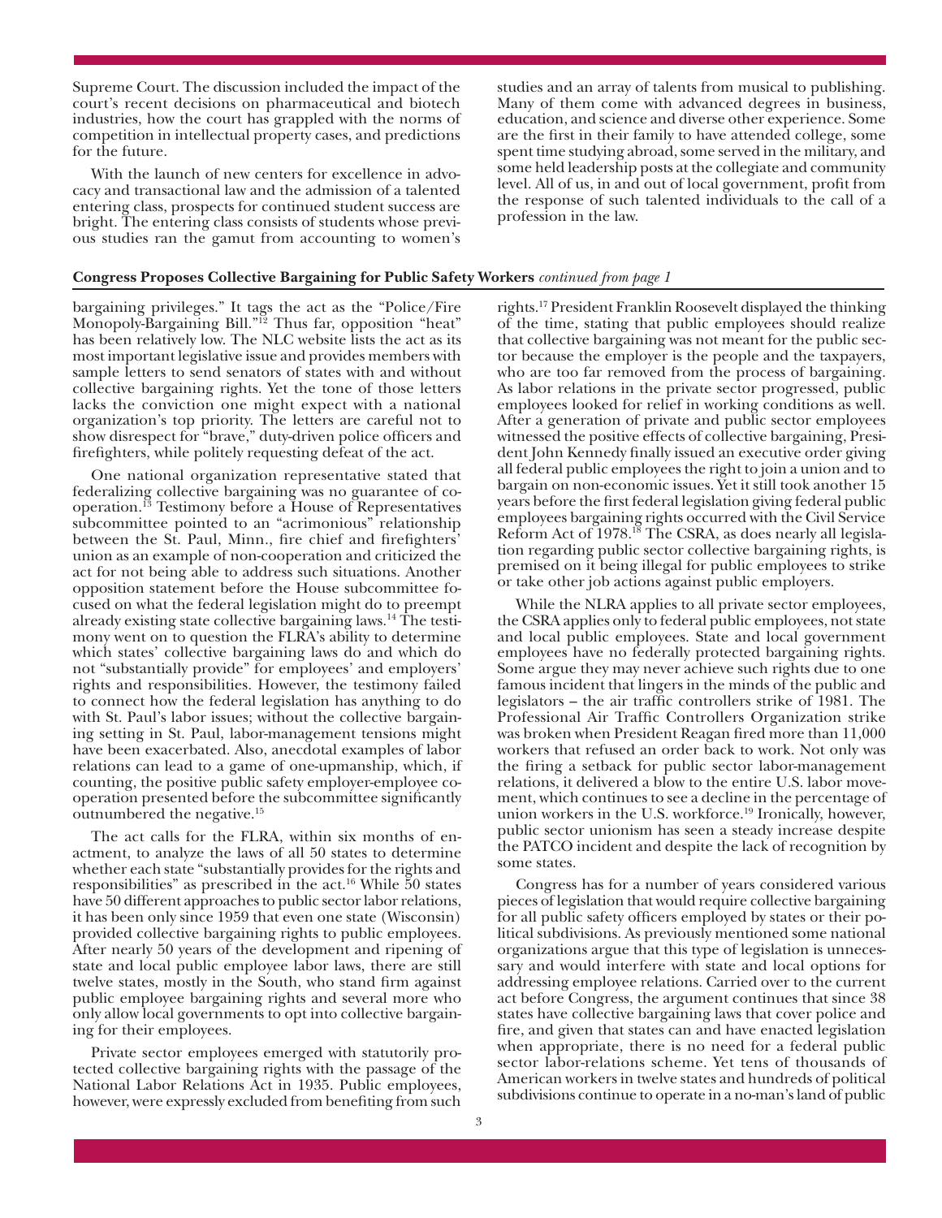Supreme Court. The discussion included the impact of the court's recent decisions on pharmaceutical and biotech industries, how the court has grappled with the norms of competition in intellectual property cases, and predictions for the future.

With the launch of new centers for excellence in advocacy and transactional law and the admission of a talented entering class, prospects for continued student success are bright. The entering class consists of students whose previous studies ran the gamut from accounting to women's studies and an array of talents from musical to publishing. Many of them come with advanced degrees in business, education, and science and diverse other experience. Some are the first in their family to have attended college, some spent time studying abroad, some served in the military, and some held leadership posts at the collegiate and community level. All of us, in and out of local government, profit from the response of such talented individuals to the call of a profession in the law.

**Congress Proposes Collective Bargaining for Public Safety Workers** *continued from page 1*

bargaining privileges." It tags the act as the "Police/Fire Monopoly-Bargaining Bill."[12] Thus far, opposition "heat" has been relatively low. The NLC website lists the act as its most important legislative issue and provides members with sample letters to send senators of states with and without collective bargaining rights. Yet the tone of those letters lacks the conviction one might expect with a national organization's top priority. The letters are careful not to show disrespect for "brave," duty-driven police officers and firefighters, while politely requesting defeat of the act.

One national organization representative stated that federalizing collective bargaining was no guarantee of cooperation.[13] Testimony before a House of Representatives subcommittee pointed to an "acrimonious" relationship between the St. Paul, Minn., fire chief and firefighters' union as an example of non-cooperation and criticized the act for not being able to address such situations. Another opposition statement before the House subcommittee focused on what the federal legislation might do to preempt already existing state collective bargaining laws.[14] The testimony went on to question the FLRA's ability to determine which states' collective bargaining laws do and which do not "substantially provide" for employees' and employers' rights and responsibilities. However, the testimony failed to connect how the federal legislation has anything to do with St. Paul's labor issues; without the collective bargaining setting in St. Paul, labor-management tensions might have been exacerbated. Also, anecdotal examples of labor relations can lead to a game of one-upmanship, which, if counting, the positive public safety employer-employee cooperation presented before the subcommittee significantly outnumbered the negative.[15]

The act calls for the FLRA, within six months of enactment, to analyze the laws of all 50 states to determine whether each state "substantially provides for the rights and responsibilities" as prescribed in the act.[16] While 50 states have 50 different approaches to public sector labor relations, it has been only since 1959 that even one state (Wisconsin) provided collective bargaining rights to public employees. After nearly 50 years of the development and ripening of state and local public employee labor laws, there are still twelve states, mostly in the South, who stand firm against public employee bargaining rights and several more who only allow local governments to opt into collective bargaining for their employees.

Private sector employees emerged with statutorily protected collective bargaining rights with the passage of the National Labor Relations Act in 1935. Public employees, however, were expressly excluded from benefiting from such rights.[17] President Franklin Roosevelt displayed the thinking of the time, stating that public employees should realize that collective bargaining was not meant for the public sector because the employer is the people and the taxpayers, who are too far removed from the process of bargaining. As labor relations in the private sector progressed, public employees looked for relief in working conditions as well. After a generation of private and public sector employees witnessed the positive effects of collective bargaining, President John Kennedy finally issued an executive order giving all federal public employees the right to join a union and to bargain on non-economic issues. Yet it still took another 15 years before the first federal legislation giving federal public employees bargaining rights occurred with the Civil Service Reform Act of 1978.[18] The CSRA, as does nearly all legislation regarding public sector collective bargaining rights, is premised on it being illegal for public employees to strike or take other job actions against public employers.

While the NLRA applies to all private sector employees, the CSRA applies only to federal public employees, not state and local public employees. State and local government employees have no federally protected bargaining rights. Some argue they may never achieve such rights due to one famous incident that lingers in the minds of the public and legislators – the air traffic controllers strike of 1981. The Professional Air Traffic Controllers Organization strike was broken when President Reagan fired more than 11,000 workers that refused an order back to work. Not only was the firing a setback for public sector labor-management relations, it delivered a blow to the entire U.S. labor movement, which continues to see a decline in the percentage of union workers in the U.S. workforce.[19] Ironically, however, public sector unionism has seen a steady increase despite the PATCO incident and despite the lack of recognition by some states.

Congress has for a number of years considered various pieces of legislation that would require collective bargaining for all public safety officers employed by states or their political subdivisions. As previously mentioned some national organizations argue that this type of legislation is unnecessary and would interfere with state and local options for addressing employee relations. Carried over to the current act before Congress, the argument continues that since 38 states have collective bargaining laws that cover police and fire, and given that states can and have enacted legislation when appropriate, there is no need for a federal public sector labor-relations scheme. Yet tens of thousands of American workers in twelve states and hundreds of political subdivisions continue to operate in a no-man's land of public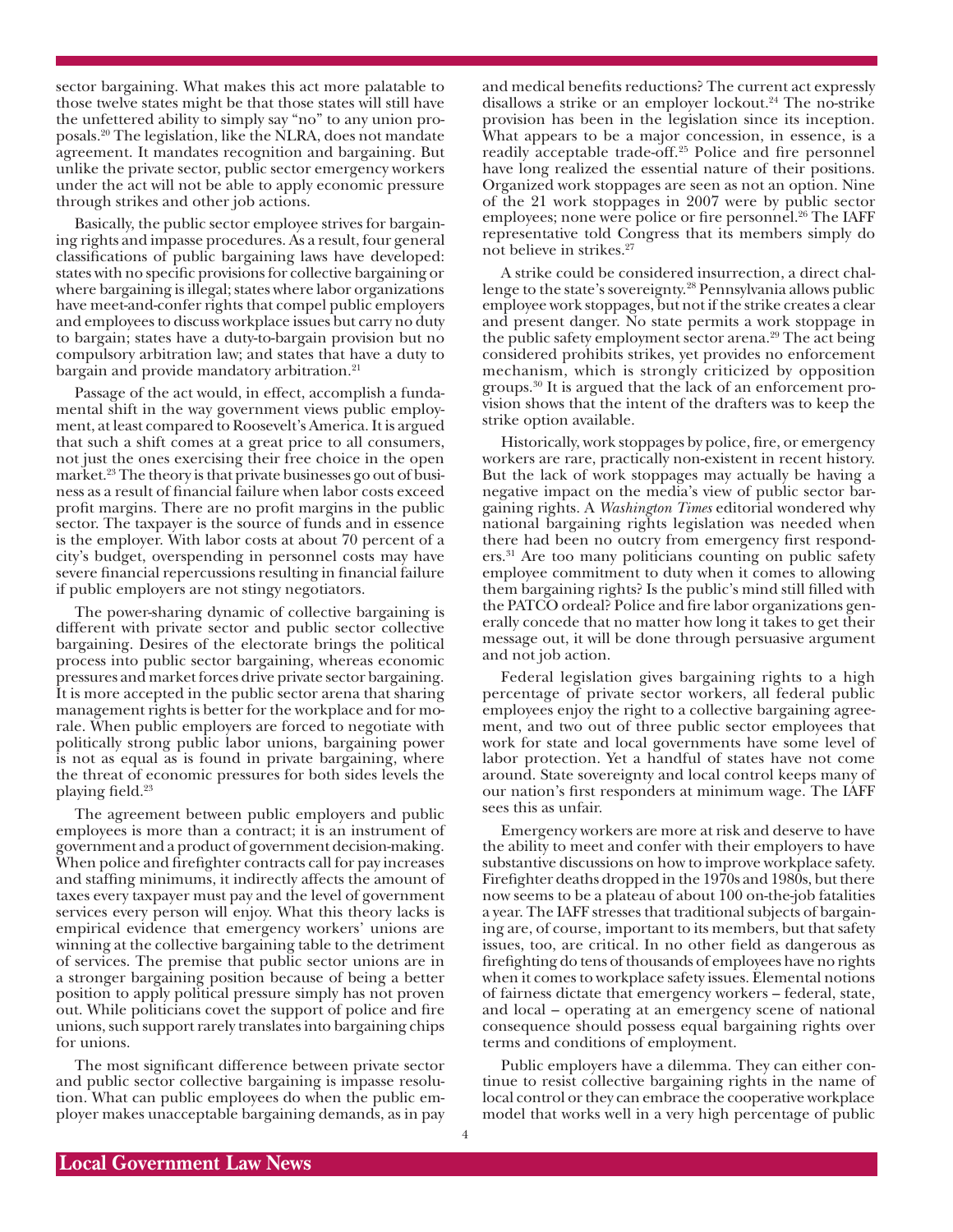sector bargaining. What makes this act more palatable to those twelve states might be that those states will still have the unfettered ability to simply say "no" to any union proposals.[20] The legislation, like the NLRA, does not mandate agreement. It mandates recognition and bargaining. But unlike the private sector, public sector emergency workers under the act will not be able to apply economic pressure through strikes and other job actions.

Basically, the public sector employee strives for bargaining rights and impasse procedures. As a result, four general classifications of public bargaining laws have developed: states with no specific provisions for collective bargaining or where bargaining is illegal; states where labor organizations have meet-and-confer rights that compel public employers and employees to discuss workplace issues but carry no duty to bargain; states have a duty-to-bargain provision but no compulsory arbitration law; and states that have a duty to bargain and provide mandatory arbitration.[21]

Passage of the act would, in effect, accomplish a fundamental shift in the way government views public employment, at least compared to Roosevelt's America. It is argued that such a shift comes at a great price to all consumers, not just the ones exercising their free choice in the open market.[23] The theory is that private businesses go out of business as a result of financial failure when labor costs exceed profit margins. There are no profit margins in the public sector. The taxpayer is the source of funds and in essence is the employer. With labor costs at about 70 percent of a city's budget, overspending in personnel costs may have severe financial repercussions resulting in financial failure if public employers are not stingy negotiators.

The power-sharing dynamic of collective bargaining is different with private sector and public sector collective bargaining. Desires of the electorate brings the political process into public sector bargaining, whereas economic pressures and market forces drive private sector bargaining. It is more accepted in the public sector arena that sharing management rights is better for the workplace and for morale. When public employers are forced to negotiate with politically strong public labor unions, bargaining power is not as equal as is found in private bargaining, where the threat of economic pressures for both sides levels the playing field.[23]

The agreement between public employers and public employees is more than a contract; it is an instrument of government and a product of government decision-making. When police and firefighter contracts call for pay increases and staffing minimums, it indirectly affects the amount of taxes every taxpayer must pay and the level of government services every person will enjoy. What this theory lacks is empirical evidence that emergency workers' unions are winning at the collective bargaining table to the detriment of services. The premise that public sector unions are in a stronger bargaining position because of being a better position to apply political pressure simply has not proven out. While politicians covet the support of police and fire unions, such support rarely translates into bargaining chips for unions.

The most significant difference between private sector and public sector collective bargaining is impasse resolution. What can public employees do when the public employer makes unacceptable bargaining demands, as in pay and medical benefits reductions? The current act expressly disallows a strike or an employer lockout.[24] The no-strike provision has been in the legislation since its inception. What appears to be a major concession, in essence, is a readily acceptable trade-off.[25] Police and fire personnel have long realized the essential nature of their positions. Organized work stoppages are seen as not an option. Nine of the 21 work stoppages in 2007 were by public sector employees; none were police or fire personnel.[26] The IAFF representative told Congress that its members simply do not believe in strikes.[27]

A strike could be considered insurrection, a direct challenge to the state's sovereignty.[28] Pennsylvania allows public employee work stoppages, but not if the strike creates a clear and present danger. No state permits a work stoppage in the public safety employment sector arena.[29] The act being considered prohibits strikes, yet provides no enforcement mechanism, which is strongly criticized by opposition groups.[30] It is argued that the lack of an enforcement provision shows that the intent of the drafters was to keep the strike option available.

Historically, work stoppages by police, fire, or emergency workers are rare, practically non-existent in recent history. But the lack of work stoppages may actually be having a negative impact on the media's view of public sector bargaining rights. A *Washington Times* editorial wondered why national bargaining rights legislation was needed when there had been no outcry from emergency first responders.[31] Are too many politicians counting on public safety employee commitment to duty when it comes to allowing them bargaining rights? Is the public's mind still filled with the PATCO ordeal? Police and fire labor organizations generally concede that no matter how long it takes to get their message out, it will be done through persuasive argument and not job action.

Federal legislation gives bargaining rights to a high percentage of private sector workers, all federal public employees enjoy the right to a collective bargaining agreement, and two out of three public sector employees that work for state and local governments have some level of labor protection. Yet a handful of states have not come around. State sovereignty and local control keeps many of our nation's first responders at minimum wage. The IAFF sees this as unfair.

Emergency workers are more at risk and deserve to have the ability to meet and confer with their employers to have substantive discussions on how to improve workplace safety. Firefighter deaths dropped in the 1970s and 1980s, but there now seems to be a plateau of about 100 on-the-job fatalities a year. The IAFF stresses that traditional subjects of bargaining are, of course, important to its members, but that safety issues, too, are critical. In no other field as dangerous as firefighting do tens of thousands of employees have no rights when it comes to workplace safety issues. Elemental notions of fairness dictate that emergency workers – federal, state, and local – operating at an emergency scene of national consequence should possess equal bargaining rights over terms and conditions of employment.

Public employers have a dilemma. They can either continue to resist collective bargaining rights in the name of local control or they can embrace the cooperative workplace model that works well in a very high percentage of public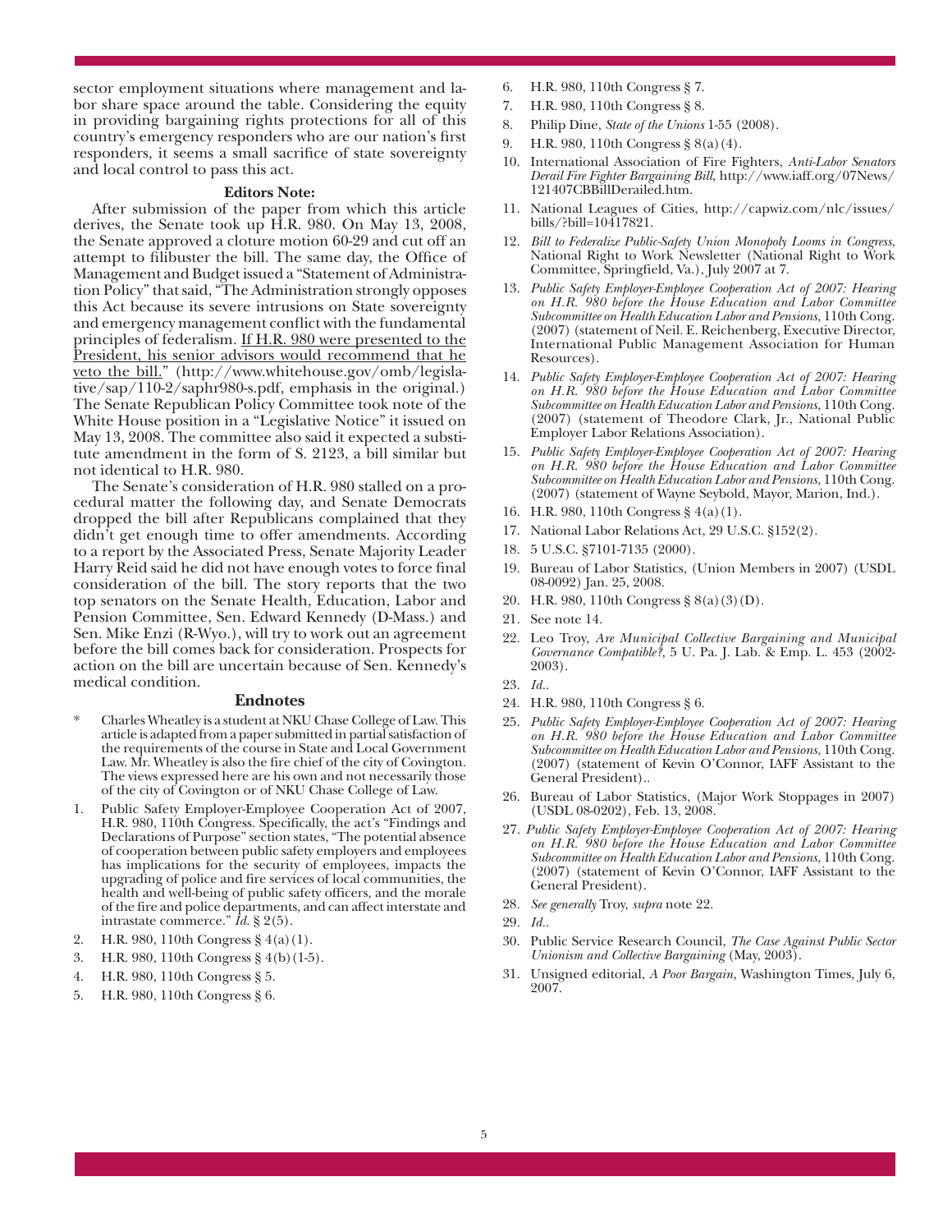sector employment situations where management and labor share space around the table. Considering the equity in providing bargaining rights protections for all of this country's emergency responders who are our nation's first responders, it seems a small sacrifice of state sovereignty and local control to pass this act.

**Editors Note:**

After submission of the paper from which this article derives, the Senate took up H.R. 980. On May 13, 2008, the Senate approved a cloture motion 60-29 and cut off an attempt to filibuster the bill. The same day, the Office of Management and Budget issued a "Statement of Administration Policy" that said, "The Administration strongly opposes this Act because its severe intrusions on State sovereignty and emergency management conflict with the fundamental principles of federalism. If H.R. 980 were presented to the President, his senior advisors would recommend that he veto the bill." (http://www.whitehouse.gov/omb/legislative/sap/110-2/saphr980-s.pdf, emphasis in the original.) The Senate Republican Policy Committee took note of the White House position in a "Legislative Notice" it issued on May 13, 2008. The committee also said it expected a substitute amendment in the form of S. 2123, a bill similar but not identical to H.R. 980.

The Senate's consideration of H.R. 980 stalled on a procedural matter the following day, and Senate Democrats dropped the bill after Republicans complained that they didn't get enough time to offer amendments. According to a report by the Associated Press, Senate Majority Leader Harry Reid said he did not have enough votes to force final consideration of the bill. The story reports that the two top senators on the Senate Health, Education, Labor and Pension Committee, Sen. Edward Kennedy (D-Mass.) and Sen. Mike Enzi (R-Wyo.), will try to work out an agreement before the bill comes back for consideration. Prospects for action on the bill are uncertain because of Sen. Kennedy's medical condition.

**Endnotes**

\* Charles Wheatley is a student at NKU Chase College of Law. This article is adapted from a paper submitted in partial satisfaction of the requirements of the course in State and Local Government Law. Mr. Wheatley is also the fire chief of the city of Covington. The views expressed here are his own and not necessarily those of the city of Covington or of NKU Chase College of Law.

1. Public Safety Employer-Employee Cooperation Act of 2007, H.R. 980, 110th Congress. Specifically, the act's "Findings and Declarations of Purpose" section states, "The potential absence of cooperation between public safety employers and employees has implications for the security of employees, impacts the upgrading of police and fire services of local communities, the health and well-being of public safety officers, and the morale of the fire and police departments, and can affect interstate and intrastate commerce." *Id.* § 2(5).
2. H.R. 980, 110th Congress § 4(a)(1).
3. H.R. 980, 110th Congress § 4(b)(1-5).
4. H.R. 980, 110th Congress § 5.
5. H.R. 980, 110th Congress § 6.
6. H.R. 980, 110th Congress § 7.
7. H.R. 980, 110th Congress § 8.
8. Philip Dine, *State of the Unions* 1-55 (2008).
9. H.R. 980, 110th Congress § 8(a)(4).
10. International Association of Fire Fighters, *Anti-Labor Senators Derail Fire Fighter Bargaining Bill*, http://www.iaff.org/07News/121407CBBillDerailed.htm.
11. National Leagues of Cities, http://capwiz.com/nlc/issues/bills/?bill=10417821.
12. *Bill to Federalize Public-Safety Union Monopoly Looms in Congress*, National Right to Work Newsletter (National Right to Work Committee, Springfield, Va.), July 2007 at 7.
13. *Public Safety Employer-Employee Cooperation Act of 2007: Hearing on H.R. 980 before the House Education and Labor Committee Subcommittee on Health Education Labor and Pensions,* 110th Cong. (2007) (statement of Neil. E. Reichenberg, Executive Director, International Public Management Association for Human Resources).
14. *Public Safety Employer-Employee Cooperation Act of 2007: Hearing on H.R. 980 before the House Education and Labor Committee Subcommittee on Health Education Labor and Pensions,* 110th Cong. (2007) (statement of Theodore Clark, Jr., National Public Employer Labor Relations Association).
15. *Public Safety Employer-Employee Cooperation Act of 2007: Hearing on H.R. 980 before the House Education and Labor Committee Subcommittee on Health Education Labor and Pensions,* 110th Cong. (2007) (statement of Wayne Seybold, Mayor, Marion, Ind.).
16. H.R. 980, 110th Congress § 4(a)(1).
17. National Labor Relations Act, 29 U.S.C. §152(2).
18. 5 U.S.C. §7101-7135 (2000).
19. Bureau of Labor Statistics, (Union Members in 2007) (USDL 08-0092) Jan. 25, 2008.
20. H.R. 980, 110th Congress § 8(a)(3)(D).
21. See note 14.
22. Leo Troy, *Are Municipal Collective Bargaining and Municipal Governance Compatible?,* 5 U. Pa. J. Lab. & Emp. L. 453 (2002-2003).
23. *Id.*.
24. H.R. 980, 110th Congress § 6.
25. *Public Safety Employer-Employee Cooperation Act of 2007: Hearing on H.R. 980 before the House Education and Labor Committee Subcommittee on Health Education Labor and Pensions,* 110th Cong. (2007) (statement of Kevin O'Connor, IAFF Assistant to the General President)..
26. Bureau of Labor Statistics, (Major Work Stoppages in 2007) (USDL 08-0202), Feb. 13, 2008.
27. *Public Safety Employer-Employee Cooperation Act of 2007: Hearing on H.R. 980 before the House Education and Labor Committee Subcommittee on Health Education Labor and Pensions*, 110th Cong. (2007) (statement of Kevin O'Connor, IAFF Assistant to the General President).
28. *See generally* Troy, *supra* note 22.
29. *Id.*.
30. Public Service Research Council, *The Case Against Public Sector Unionism and Collective Bargaining* (May, 2003).
31. Unsigned editorial, *A Poor Bargain,* Washington Times, July 6, 2007.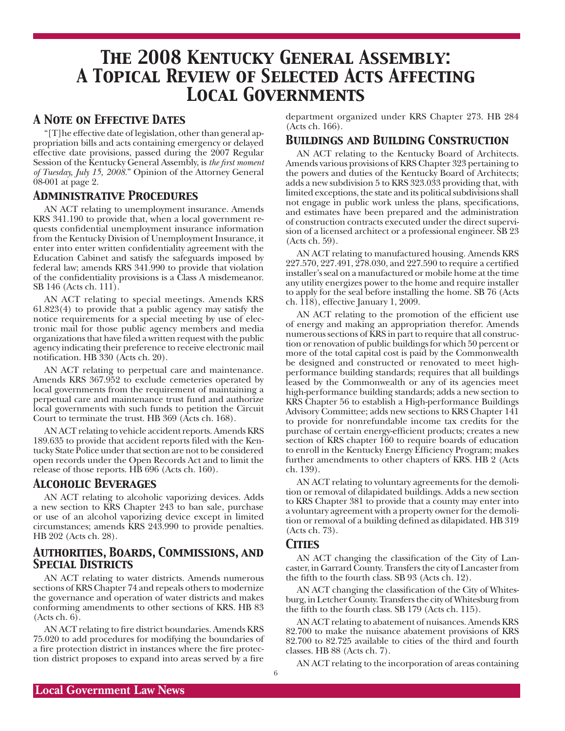# The 2008 Kentucky General Assembly: A Topical Review of Selected Acts Affecting Local Governments

## A Note on Effective Dates

"[T]he effective date of legislation, other than general appropriation bills and acts containing emergency or delayed effective date provisions, passed during the 2007 Regular Session of the Kentucky General Assembly, is *the first moment of Tuesday, July 15, 2008*." Opinion of the Attorney General 08-001 at page 2.

## Administrative Procedures

AN ACT relating to unemployment insurance. Amends KRS 341.190 to provide that, when a local government requests confidential unemployment insurance information from the Kentucky Division of Unemployment Insurance, it enter into written confidentiality agreement with the Education Cabinet and satisfy the safeguards imposed by federal law; amends KRS 341.990 to provide that violation of the confidentiality provisions is a Class A misdemeanor. SB 146 (Acts ch. 111).

AN ACT relating to special meetings. Amends KRS 61.823(4) to provide that a public agency may satisfy the notice requirements for a special meeting by use of electronic mail for those public agency members and media organizations that have filed a written request with the public agency indicating their preference to receive electronic mail notification. HB 330 (Acts ch. 20).

AN ACT relating to perpetual care and maintenance. Amends KRS 367.952 to exclude cemeteries operated by local governments from the requirement of maintaining a perpetual care and maintenance trust fund and authorize local governments with such funds to petition the Circuit Court to terminate the trust. HB 369 (Acts ch. 168).

AN ACT relating to vehicle accident reports. Amends KRS 189.635 to provide that accident reports filed with the Kentucky State Police under that section are not to be considered open records under the Open Records Act and to limit the release of those reports. HB 696 (Acts ch. 160).

## Alcoholic Beverages

AN ACT relating to alcoholic vaporizing devices. Adds a new section to KRS Chapter 243 to ban sale, purchase or use of an alcohol vaporizing device except in limited circumstances; amends KRS 243.990 to provide penalties. HB 202 (Acts ch. 28).

## Authorities, Boards, Commissions, and Special Districts

AN ACT relating to water districts. Amends numerous sections of KRS Chapter 74 and repeals others to modernize the governance and operation of water districts and makes conforming amendments to other sections of KRS. HB 83 (Acts ch. 6).

AN ACT relating to fire district boundaries. Amends KRS 75.020 to add procedures for modifying the boundaries of a fire protection district in instances where the fire protection district proposes to expand into areas served by a fire department organized under KRS Chapter 273. HB 284 (Acts ch. 166).

## Buildings and Building Construction

AN ACT relating to the Kentucky Board of Architects. Amends various provisions of KRS Chapter 323 pertaining to the powers and duties of the Kentucky Board of Architects; adds a new subdivision 5 to KRS 323.033 providing that, with limited exceptions, the state and its political subdivisions shall not engage in public work unless the plans, specifications, and estimates have been prepared and the administration of construction contracts executed under the direct supervision of a licensed architect or a professional engineer. SB 23 (Acts ch. 59).

AN ACT relating to manufactured housing. Amends KRS 227.570, 227.491, 278.030, and 227.590 to require a certified installer's seal on a manufactured or mobile home at the time any utility energizes power to the home and require installer to apply for the seal before installing the home. SB 76 (Acts ch. 118), effective January 1, 2009.

AN ACT relating to the promotion of the efficient use of energy and making an appropriation therefor. Amends numerous sections of KRS in part to require that all construction or renovation of public buildings for which 50 percent or more of the total capital cost is paid by the Commonwealth be designed and constructed or renovated to meet high-performance building standards; requires that all buildings leased by the Commonwealth or any of its agencies meet high-performance building standards; adds a new section to KRS Chapter 56 to establish a High-performance Buildings Advisory Committee; adds new sections to KRS Chapter 141 to provide for nonrefundable income tax credits for the purchase of certain energy-efficient products; creates a new section of KRS chapter 160 to require boards of education to enroll in the Kentucky Energy Efficiency Program; makes further amendments to other chapters of KRS. HB 2 (Acts ch. 139).

AN ACT relating to voluntary agreements for the demolition or removal of dilapidated buildings. Adds a new section to KRS Chapter 381 to provide that a county may enter into a voluntary agreement with a property owner for the demolition or removal of a building defined as dilapidated. HB 319 (Acts ch. 73).

## Cities

AN ACT changing the classification of the City of Lancaster, in Garrard County. Transfers the city of Lancaster from the fifth to the fourth class. SB 93 (Acts ch. 12).

AN ACT changing the classification of the City of Whitesburg, in Letcher County. Transfers the city of Whitesburg from the fifth to the fourth class. SB 179 (Acts ch. 115).

AN ACT relating to abatement of nuisances. Amends KRS 82.700 to make the nuisance abatement provisions of KRS 82.700 to 82.725 available to cities of the third and fourth classes. HB 88 (Acts ch. 7).

AN ACT relating to the incorporation of areas containing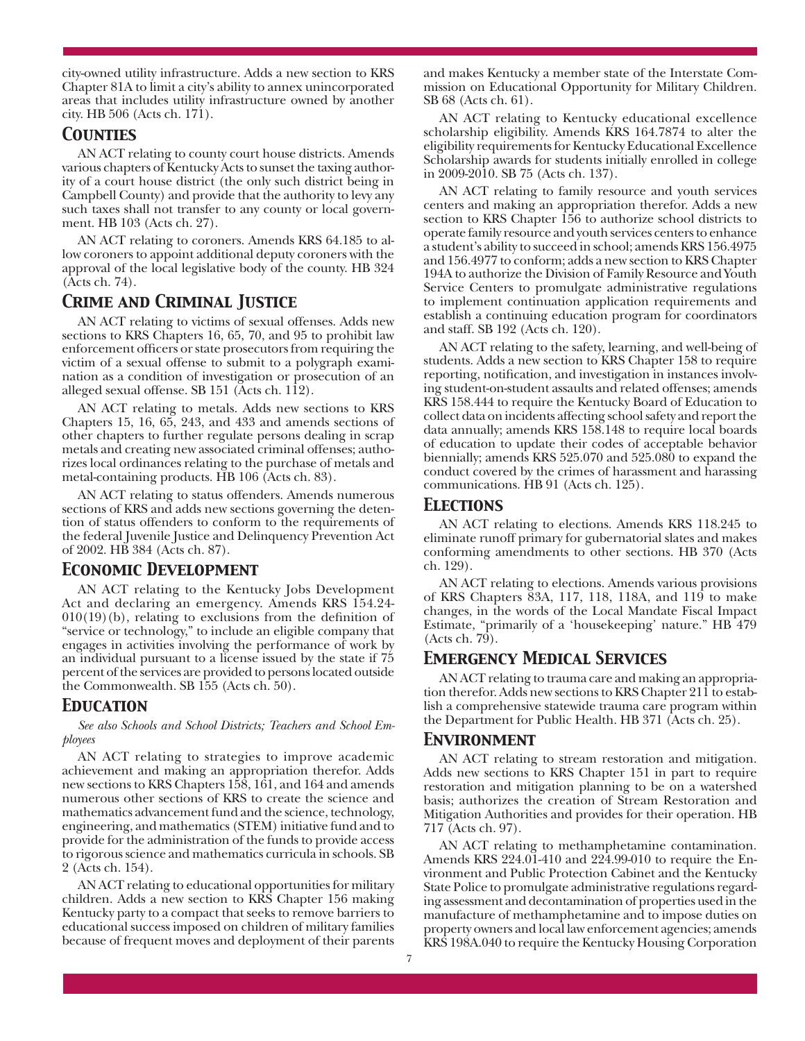city-owned utility infrastructure. Adds a new section to KRS Chapter 81A to limit a city's ability to annex unincorporated areas that includes utility infrastructure owned by another city. HB 506 (Acts ch. 171).

## *Counties*

AN ACT relating to county court house districts. Amends various chapters of Kentucky Acts to sunset the taxing authority of a court house district (the only such district being in Campbell County) and provide that the authority to levy any such taxes shall not transfer to any county or local government. HB 103 (Acts ch. 27).

AN ACT relating to coroners. Amends KRS 64.185 to allow coroners to appoint additional deputy coroners with the approval of the local legislative body of the county. HB 324 (Acts ch. 74).

## *Crime and Criminal Justice*

AN ACT relating to victims of sexual offenses. Adds new sections to KRS Chapters 16, 65, 70, and 95 to prohibit law enforcement officers or state prosecutors from requiring the victim of a sexual offense to submit to a polygraph examination as a condition of investigation or prosecution of an alleged sexual offense. SB 151 (Acts ch. 112).

AN ACT relating to metals. Adds new sections to KRS Chapters 15, 16, 65, 243, and 433 and amends sections of other chapters to further regulate persons dealing in scrap metals and creating new associated criminal offenses; authorizes local ordinances relating to the purchase of metals and metal-containing products. HB 106 (Acts ch. 83).

AN ACT relating to status offenders. Amends numerous sections of KRS and adds new sections governing the detention of status offenders to conform to the requirements of the federal Juvenile Justice and Delinquency Prevention Act of 2002. HB 384 (Acts ch. 87).

## *Economic Development*

AN ACT relating to the Kentucky Jobs Development Act and declaring an emergency. Amends KRS 154.24-010(19)(b), relating to exclusions from the definition of "service or technology," to include an eligible company that engages in activities involving the performance of work by an individual pursuant to a license issued by the state if 75 percent of the services are provided to persons located outside the Commonwealth. SB 155 (Acts ch. 50).

## *Education*

*See also Schools and School Districts; Teachers and School Employees*

AN ACT relating to strategies to improve academic achievement and making an appropriation therefor. Adds new sections to KRS Chapters 158, 161, and 164 and amends numerous other sections of KRS to create the science and mathematics advancement fund and the science, technology, engineering, and mathematics (STEM) initiative fund and to provide for the administration of the funds to provide access to rigorous science and mathematics curricula in schools. SB 2 (Acts ch. 154).

AN ACT relating to educational opportunities for military children. Adds a new section to KRS Chapter 156 making Kentucky party to a compact that seeks to remove barriers to educational success imposed on children of military families because of frequent moves and deployment of their parents and makes Kentucky a member state of the Interstate Commission on Educational Opportunity for Military Children. SB 68 (Acts ch. 61).

AN ACT relating to Kentucky educational excellence scholarship eligibility. Amends KRS 164.7874 to alter the eligibility requirements for Kentucky Educational Excellence Scholarship awards for students initially enrolled in college in 2009-2010. SB 75 (Acts ch. 137).

AN ACT relating to family resource and youth services centers and making an appropriation therefor. Adds a new section to KRS Chapter 156 to authorize school districts to operate family resource and youth services centers to enhance a student's ability to succeed in school; amends KRS 156.4975 and 156.4977 to conform; adds a new section to KRS Chapter 194A to authorize the Division of Family Resource and Youth Service Centers to promulgate administrative regulations to implement continuation application requirements and establish a continuing education program for coordinators and staff. SB 192 (Acts ch. 120).

AN ACT relating to the safety, learning, and well-being of students. Adds a new section to KRS Chapter 158 to require reporting, notification, and investigation in instances involving student-on-student assaults and related offenses; amends KRS 158.444 to require the Kentucky Board of Education to collect data on incidents affecting school safety and report the data annually; amends KRS 158.148 to require local boards of education to update their codes of acceptable behavior biennially; amends KRS 525.070 and 525.080 to expand the conduct covered by the crimes of harassment and harassing communications. HB 91 (Acts ch. 125).

## *Elections*

AN ACT relating to elections. Amends KRS 118.245 to eliminate runoff primary for gubernatorial slates and makes conforming amendments to other sections. HB 370 (Acts ch. 129).

AN ACT relating to elections. Amends various provisions of KRS Chapters 83A, 117, 118, 118A, and 119 to make changes, in the words of the Local Mandate Fiscal Impact Estimate, "primarily of a 'housekeeping' nature." HB 479 (Acts ch. 79).

## *Emergency Medical Services*

AN ACT relating to trauma care and making an appropriation therefor. Adds new sections to KRS Chapter 211 to establish a comprehensive statewide trauma care program within the Department for Public Health. HB 371 (Acts ch. 25).

## *Environment*

AN ACT relating to stream restoration and mitigation. Adds new sections to KRS Chapter 151 in part to require restoration and mitigation planning to be on a watershed basis; authorizes the creation of Stream Restoration and Mitigation Authorities and provides for their operation. HB 717 (Acts ch. 97).

AN ACT relating to methamphetamine contamination. Amends KRS 224.01-410 and 224.99-010 to require the Environment and Public Protection Cabinet and the Kentucky State Police to promulgate administrative regulations regarding assessment and decontamination of properties used in the manufacture of methamphetamine and to impose duties on property owners and local law enforcement agencies; amends KRS 198A.040 to require the Kentucky Housing Corporation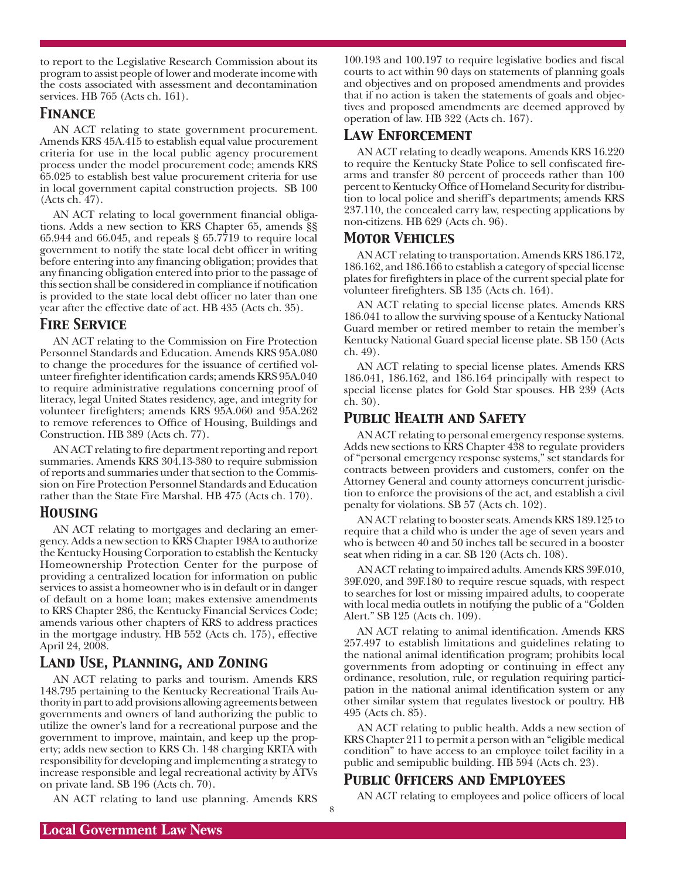to report to the Legislative Research Commission about its program to assist people of lower and moderate income with the costs associated with assessment and decontamination services. HB 765 (Acts ch. 161).

## Finance

AN ACT relating to state government procurement. Amends KRS 45A.415 to establish equal value procurement criteria for use in the local public agency procurement process under the model procurement code; amends KRS 65.025 to establish best value procurement criteria for use in local government capital construction projects. SB 100 (Acts ch. 47).

AN ACT relating to local government financial obligations. Adds a new section to KRS Chapter 65, amends §§ 65.944 and 66.045, and repeals § 65.7719 to require local government to notify the state local debt officer in writing before entering into any financing obligation; provides that any financing obligation entered into prior to the passage of this section shall be considered in compliance if notification is provided to the state local debt officer no later than one year after the effective date of act. HB 435 (Acts ch. 35).

## Fire Service

AN ACT relating to the Commission on Fire Protection Personnel Standards and Education. Amends KRS 95A.080 to change the procedures for the issuance of certified volunteer firefighter identification cards; amends KRS 95A.040 to require administrative regulations concerning proof of literacy, legal United States residency, age, and integrity for volunteer firefighters; amends KRS 95A.060 and 95A.262 to remove references to Office of Housing, Buildings and Construction. HB 389 (Acts ch. 77).

AN ACT relating to fire department reporting and report summaries. Amends KRS 304.13-380 to require submission of reports and summaries under that section to the Commission on Fire Protection Personnel Standards and Education rather than the State Fire Marshal. HB 475 (Acts ch. 170).

## Housing

AN ACT relating to mortgages and declaring an emergency. Adds a new section to KRS Chapter 198A to authorize the Kentucky Housing Corporation to establish the Kentucky Homeownership Protection Center for the purpose of providing a centralized location for information on public services to assist a homeowner who is in default or in danger of default on a home loan; makes extensive amendments to KRS Chapter 286, the Kentucky Financial Services Code; amends various other chapters of KRS to address practices in the mortgage industry. HB 552 (Acts ch. 175), effective April 24, 2008.

## Land Use, Planning, and Zoning

AN ACT relating to parks and tourism. Amends KRS 148.795 pertaining to the Kentucky Recreational Trails Authority in part to add provisions allowing agreements between governments and owners of land authorizing the public to utilize the owner's land for a recreational purpose and the government to improve, maintain, and keep up the property; adds new section to KRS Ch. 148 charging KRTA with responsibility for developing and implementing a strategy to increase responsible and legal recreational activity by ATVs on private land. SB 196 (Acts ch. 70).

AN ACT relating to land use planning. Amends KRS 100.193 and 100.197 to require legislative bodies and fiscal courts to act within 90 days on statements of planning goals and objectives and on proposed amendments and provides that if no action is taken the statements of goals and objectives and proposed amendments are deemed approved by operation of law. HB 322 (Acts ch. 167).

## Law Enforcement

AN ACT relating to deadly weapons. Amends KRS 16.220 to require the Kentucky State Police to sell confiscated firearms and transfer 80 percent of proceeds rather than 100 percent to Kentucky Office of Homeland Security for distribution to local police and sheriff's departments; amends KRS 237.110, the concealed carry law, respecting applications by non-citizens. HB 629 (Acts ch. 96).

## Motor Vehicles

AN ACT relating to transportation. Amends KRS 186.172, 186.162, and 186.166 to establish a category of special license plates for firefighters in place of the current special plate for volunteer firefighters. SB 135 (Acts ch. 164).

AN ACT relating to special license plates. Amends KRS 186.041 to allow the surviving spouse of a Kentucky National Guard member or retired member to retain the member's Kentucky National Guard special license plate. SB 150 (Acts ch. 49).

AN ACT relating to special license plates. Amends KRS 186.041, 186.162, and 186.164 principally with respect to special license plates for Gold Star spouses. HB 239 (Acts ch. 30).

## Public Health and Safety

AN ACT relating to personal emergency response systems. Adds new sections to KRS Chapter 438 to regulate providers of "personal emergency response systems," set standards for contracts between providers and customers, confer on the Attorney General and county attorneys concurrent jurisdiction to enforce the provisions of the act, and establish a civil penalty for violations. SB 57 (Acts ch. 102).

AN ACT relating to booster seats. Amends KRS 189.125 to require that a child who is under the age of seven years and who is between 40 and 50 inches tall be secured in a booster seat when riding in a car. SB 120 (Acts ch. 108).

AN ACT relating to impaired adults. Amends KRS 39F.010, 39F.020, and 39F.180 to require rescue squads, with respect to searches for lost or missing impaired adults, to cooperate with local media outlets in notifying the public of a "Golden Alert." SB 125 (Acts ch. 109).

AN ACT relating to animal identification. Amends KRS 257.497 to establish limitations and guidelines relating to the national animal identification program; prohibits local governments from adopting or continuing in effect any ordinance, resolution, rule, or regulation requiring participation in the national animal identification system or any other similar system that regulates livestock or poultry. HB 495 (Acts ch. 85).

AN ACT relating to public health. Adds a new section of KRS Chapter 211 to permit a person with an "eligible medical condition" to have access to an employee toilet facility in a public and semipublic building. HB 594 (Acts ch. 23).

## Public Officers and Employees

AN ACT relating to employees and police officers of local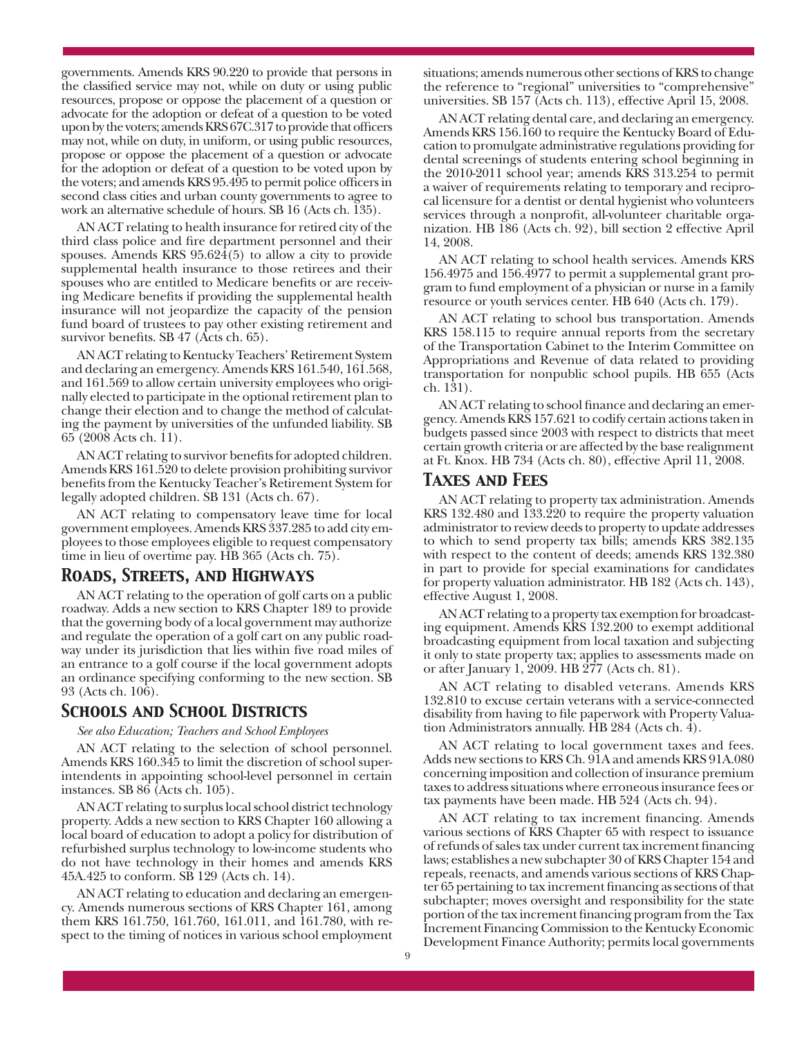governments. Amends KRS 90.220 to provide that persons in the classified service may not, while on duty or using public resources, propose or oppose the placement of a question or advocate for the adoption or defeat of a question to be voted upon by the voters; amends KRS 67C.317 to provide that officers may not, while on duty, in uniform, or using public resources, propose or oppose the placement of a question or advocate for the adoption or defeat of a question to be voted upon by the voters; and amends KRS 95.495 to permit police officers in second class cities and urban county governments to agree to work an alternative schedule of hours. SB 16 (Acts ch. 135).

AN ACT relating to health insurance for retired city of the third class police and fire department personnel and their spouses. Amends KRS 95.624(5) to allow a city to provide supplemental health insurance to those retirees and their spouses who are entitled to Medicare benefits or are receiving Medicare benefits if providing the supplemental health insurance will not jeopardize the capacity of the pension fund board of trustees to pay other existing retirement and survivor benefits. SB 47 (Acts ch. 65).

AN ACT relating to Kentucky Teachers' Retirement System and declaring an emergency. Amends KRS 161.540, 161.568, and 161.569 to allow certain university employees who originally elected to participate in the optional retirement plan to change their election and to change the method of calculating the payment by universities of the unfunded liability. SB 65 (2008 Acts ch. 11).

AN ACT relating to survivor benefits for adopted children. Amends KRS 161.520 to delete provision prohibiting survivor benefits from the Kentucky Teacher's Retirement System for legally adopted children. SB 131 (Acts ch. 67).

AN ACT relating to compensatory leave time for local government employees. Amends KRS 337.285 to add city employees to those employees eligible to request compensatory time in lieu of overtime pay. HB 365 (Acts ch. 75).

## Roads, Streets, and Highways

AN ACT relating to the operation of golf carts on a public roadway. Adds a new section to KRS Chapter 189 to provide that the governing body of a local government may authorize and regulate the operation of a golf cart on any public roadway under its jurisdiction that lies within five road miles of an entrance to a golf course if the local government adopts an ordinance specifying conforming to the new section. SB 93 (Acts ch. 106).

## Schools and School Districts

*See also Education; Teachers and School Employees*

AN ACT relating to the selection of school personnel. Amends KRS 160.345 to limit the discretion of school superintendents in appointing school-level personnel in certain instances. SB 86 (Acts ch. 105).

AN ACT relating to surplus local school district technology property. Adds a new section to KRS Chapter 160 allowing a local board of education to adopt a policy for distribution of refurbished surplus technology to low-income students who do not have technology in their homes and amends KRS 45A.425 to conform. SB 129 (Acts ch. 14).

AN ACT relating to education and declaring an emergency. Amends numerous sections of KRS Chapter 161, among them KRS 161.750, 161.760, 161.011, and 161.780, with respect to the timing of notices in various school employment situations; amends numerous other sections of KRS to change the reference to "regional" universities to "comprehensive" universities. SB 157 (Acts ch. 113), effective April 15, 2008.

AN ACT relating dental care, and declaring an emergency. Amends KRS 156.160 to require the Kentucky Board of Education to promulgate administrative regulations providing for dental screenings of students entering school beginning in the 2010-2011 school year; amends KRS 313.254 to permit a waiver of requirements relating to temporary and reciprocal licensure for a dentist or dental hygienist who volunteers services through a nonprofit, all-volunteer charitable organization. HB 186 (Acts ch. 92), bill section 2 effective April 14, 2008.

AN ACT relating to school health services. Amends KRS 156.4975 and 156.4977 to permit a supplemental grant program to fund employment of a physician or nurse in a family resource or youth services center. HB 640 (Acts ch. 179).

AN ACT relating to school bus transportation. Amends KRS 158.115 to require annual reports from the secretary of the Transportation Cabinet to the Interim Committee on Appropriations and Revenue of data related to providing transportation for nonpublic school pupils. HB 655 (Acts ch. 131).

AN ACT relating to school finance and declaring an emergency. Amends KRS 157.621 to codify certain actions taken in budgets passed since 2003 with respect to districts that meet certain growth criteria or are affected by the base realignment at Ft. Knox. HB 734 (Acts ch. 80), effective April 11, 2008.

## Taxes and Fees

AN ACT relating to property tax administration. Amends KRS 132.480 and 133.220 to require the property valuation administrator to review deeds to property to update addresses to which to send property tax bills; amends KRS 382.135 with respect to the content of deeds; amends KRS 132.380 in part to provide for special examinations for candidates for property valuation administrator. HB 182 (Acts ch. 143), effective August 1, 2008.

AN ACT relating to a property tax exemption for broadcasting equipment. Amends KRS 132.200 to exempt additional broadcasting equipment from local taxation and subjecting it only to state property tax; applies to assessments made on or after January 1, 2009. HB 277 (Acts ch. 81).

AN ACT relating to disabled veterans. Amends KRS 132.810 to excuse certain veterans with a service-connected disability from having to file paperwork with Property Valuation Administrators annually. HB 284 (Acts ch. 4).

AN ACT relating to local government taxes and fees. Adds new sections to KRS Ch. 91A and amends KRS 91A.080 concerning imposition and collection of insurance premium taxes to address situations where erroneous insurance fees or tax payments have been made. HB 524 (Acts ch. 94).

AN ACT relating to tax increment financing. Amends various sections of KRS Chapter 65 with respect to issuance of refunds of sales tax under current tax increment financing laws; establishes a new subchapter 30 of KRS Chapter 154 and repeals, reenacts, and amends various sections of KRS Chapter 65 pertaining to tax increment financing as sections of that subchapter; moves oversight and responsibility for the state portion of the tax increment financing program from the Tax Increment Financing Commission to the Kentucky Economic Development Finance Authority; permits local governments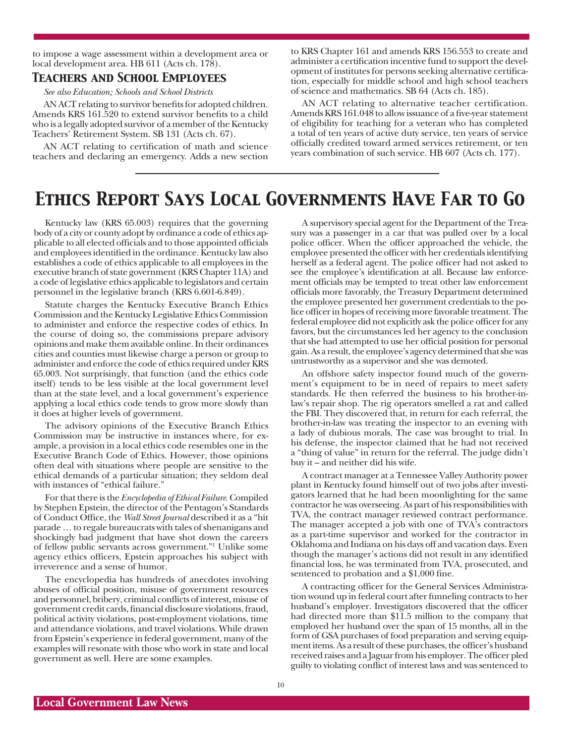to impose a wage assessment within a development area or local development area. HB 611 (Acts ch. 178).

### Teachers and School Employees

*See also Education; Schools and School Districts*

AN ACT relating to survivor benefits for adopted children. Amends KRS 161.520 to extend survivor benefits to a child who is a legally adopted survivor of a member of the Kentucky Teachers' Retirement System. SB 131 (Acts ch. 67).

AN ACT relating to certification of math and science teachers and declaring an emergency. Adds a new section to KRS Chapter 161 and amends KRS 156.553 to create and administer a certification incentive fund to support the development of institutes for persons seeking alternative certification, especially for middle school and high school teachers of science and mathematics. SB 64 (Acts ch. 185).

AN ACT relating to alternative teacher certification. Amends KRS 161.048 to allow issuance of a five-year statement of eligibility for teaching for a veteran who has completed a total of ten years of active duty service, ten years of service officially credited toward armed services retirement, or ten years combination of such service. HB 607 (Acts ch. 177).

# Ethics Report Says Local Governments Have Far to Go

Kentucky law (KRS 65.003) requires that the governing body of a city or county adopt by ordinance a code of ethics applicable to all elected officials and to those appointed officials and employees identified in the ordinance. Kentucky law also establishes a code of ethics applicable to all employees in the executive branch of state government (KRS Chapter 11A) and a code of legislative ethics applicable to legislators and certain personnel in the legislative branch (KRS 6.601-6.849).

Statute charges the Kentucky Executive Branch Ethics Commission and the Kentucky Legislative Ethics Commission to administer and enforce the respective codes of ethics. In the course of doing so, the commissions prepare advisory opinions and make them available online. In their ordinances cities and counties must likewise charge a person or group to administer and enforce the code of ethics required under KRS 65.003. Not surprisingly, that function (and the ethics code itself) tends to be less visible at the local government level than at the state level, and a local government's experience applying a local ethics code tends to grow more slowly than it does at higher levels of government.

The advisory opinions of the Executive Branch Ethics Commission may be instructive in instances where, for example, a provision in a local ethics code resembles one in the Executive Branch Code of Ethics. However, those opinions often deal with situations where people are sensitive to the ethical demands of a particular situation; they seldom deal with instances of "ethical failure."

For that there is the *Encyclopedia of Ethical Failure*. Compiled by Stephen Epstein, the director of the Pentagon's Standards of Conduct Office, the *Wall Street Journal* described it as a "hit parade … to regale bureaucrats with tales of shenanigans and shockingly bad judgment that have shot down the careers of fellow public servants across government."[1] Unlike some agency ethics officers, Epstein approaches his subject with irreverence and a sense of humor.

The encyclopedia has hundreds of anecdotes involving abuses of official position, misuse of government resources and personnel, bribery, criminal conflicts of interest, misuse of government credit cards, financial disclosure violations, fraud, political activity violations, post-employment violations, time and attendance violations, and travel violations. While drawn from Epstein's experience in federal government, many of the examples will resonate with those who work in state and local government as well. Here are some examples.

A supervisory special agent for the Department of the Treasury was a passenger in a car that was pulled over by a local police officer. When the officer approached the vehicle, the employee presented the officer with her credentials identifying herself as a federal agent. The police officer had not asked to see the employee's identification at all. Because law enforcement officials may be tempted to treat other law enforcement officials more favorably, the Treasury Department determined the employee presented her government credentials to the police officer in hopes of receiving more favorable treatment. The federal employee did not explicitly ask the police officer for any favors, but the circumstances led her agency to the conclusion that she had attempted to use her official position for personal gain. As a result, the employee's agency determined that she was untrustworthy as a supervisor and she was demoted.

An offshore safety inspector found much of the government's equipment to be in need of repairs to meet safety standards. He then referred the business to his brother-in-law's repair shop. The rig operators smelled a rat and called the FBI. They discovered that, in return for each referral, the brother-in-law was treating the inspector to an evening with a lady of dubious morals. The case was brought to trial. In his defense, the inspector claimed that he had not received a "thing of value" in return for the referral. The judge didn't buy it – and neither did his wife.

A contract manager at a Tennessee Valley Authority power plant in Kentucky found himself out of two jobs after investigators learned that he had been moonlighting for the same contractor he was overseeing. As part of his responsibilities with TVA, the contract manager reviewed contract performance. The manager accepted a job with one of TVA's contractors as a part-time supervisor and worked for the contractor in Oklahoma and Indiana on his days off and vacation days. Even though the manager's actions did not result in any identified financial loss, he was terminated from TVA, prosecuted, and sentenced to probation and a $1,000 fine.

A contracting officer for the General Services Administration wound up in federal court after funneling contracts to her husband's employer. Investigators discovered that the officer had directed more than $11.5 million to the company that employed her husband over the span of 15 months, all in the form of GSA purchases of food preparation and serving equipment items. As a result of these purchases, the officer's husband received raises and a Jaguar from his employer. The officer pled guilty to violating conflict of interest laws and was sentenced to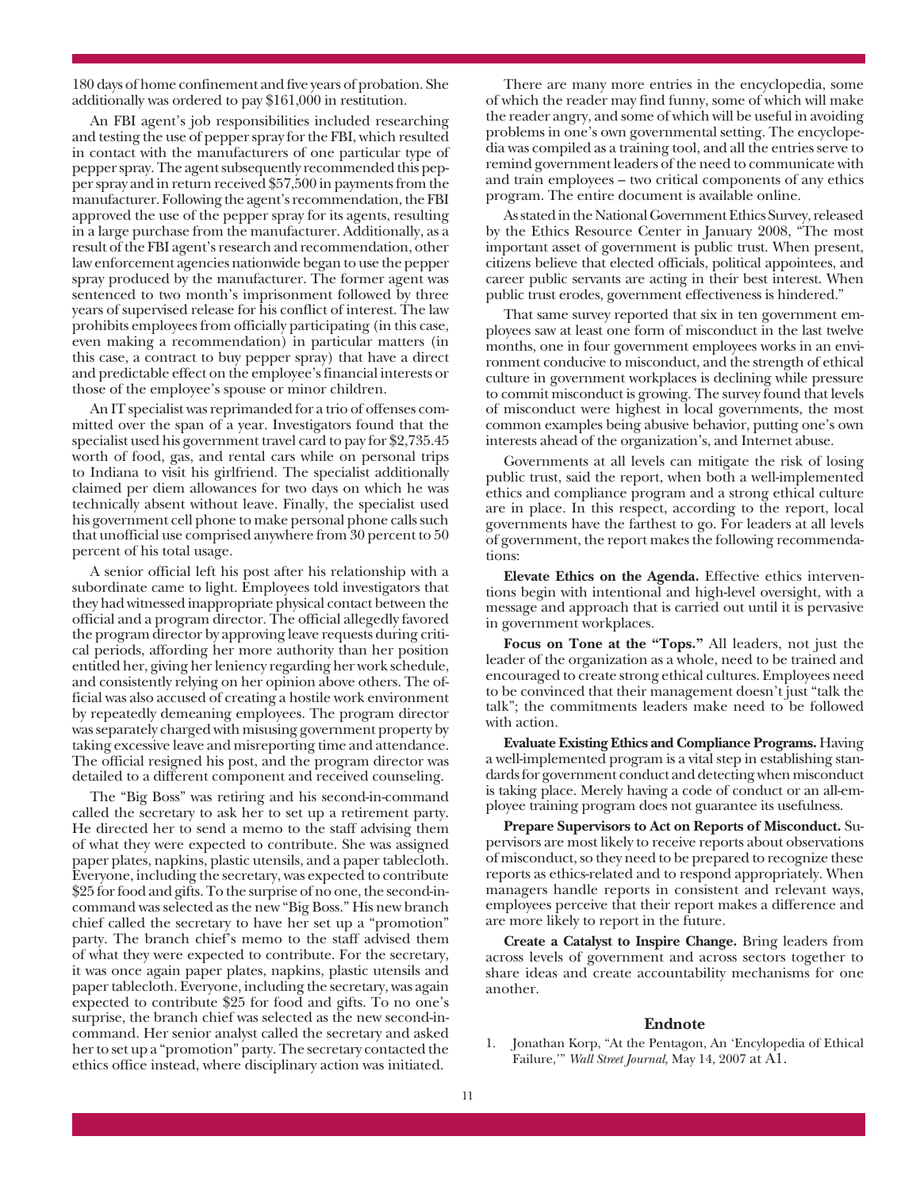180 days of home confinement and five years of probation. She additionally was ordered to pay $161,000 in restitution.

An FBI agent's job responsibilities included researching and testing the use of pepper spray for the FBI, which resulted in contact with the manufacturers of one particular type of pepper spray. The agent subsequently recommended this pepper spray and in return received $57,500 in payments from the manufacturer. Following the agent's recommendation, the FBI approved the use of the pepper spray for its agents, resulting in a large purchase from the manufacturer. Additionally, as a result of the FBI agent's research and recommendation, other law enforcement agencies nationwide began to use the pepper spray produced by the manufacturer. The former agent was sentenced to two month's imprisonment followed by three years of supervised release for his conflict of interest. The law prohibits employees from officially participating (in this case, even making a recommendation) in particular matters (in this case, a contract to buy pepper spray) that have a direct and predictable effect on the employee's financial interests or those of the employee's spouse or minor children.

An IT specialist was reprimanded for a trio of offenses committed over the span of a year. Investigators found that the specialist used his government travel card to pay for $2,735.45 worth of food, gas, and rental cars while on personal trips to Indiana to visit his girlfriend. The specialist additionally claimed per diem allowances for two days on which he was technically absent without leave. Finally, the specialist used his government cell phone to make personal phone calls such that unofficial use comprised anywhere from 30 percent to 50 percent of his total usage.

A senior official left his post after his relationship with a subordinate came to light. Employees told investigators that they had witnessed inappropriate physical contact between the official and a program director. The official allegedly favored the program director by approving leave requests during critical periods, affording her more authority than her position entitled her, giving her leniency regarding her work schedule, and consistently relying on her opinion above others. The official was also accused of creating a hostile work environment by repeatedly demeaning employees. The program director was separately charged with misusing government property by taking excessive leave and misreporting time and attendance. The official resigned his post, and the program director was detailed to a different component and received counseling.

The "Big Boss" was retiring and his second-in-command called the secretary to ask her to set up a retirement party. He directed her to send a memo to the staff advising them of what they were expected to contribute. She was assigned paper plates, napkins, plastic utensils, and a paper tablecloth. Everyone, including the secretary, was expected to contribute $25 for food and gifts. To the surprise of no one, the second-in-command was selected as the new "Big Boss." His new branch chief called the secretary to have her set up a "promotion" party. The branch chief's memo to the staff advised them of what they were expected to contribute. For the secretary, it was once again paper plates, napkins, plastic utensils and paper tablecloth. Everyone, including the secretary, was again expected to contribute $25 for food and gifts. To no one's surprise, the branch chief was selected as the new second-in-command. Her senior analyst called the secretary and asked her to set up a "promotion" party. The secretary contacted the ethics office instead, where disciplinary action was initiated.

There are many more entries in the encyclopedia, some of which the reader may find funny, some of which will make the reader angry, and some of which will be useful in avoiding problems in one's own governmental setting. The encyclopedia was compiled as a training tool, and all the entries serve to remind government leaders of the need to communicate with and train employees – two critical components of any ethics program. The entire document is available online.

As stated in the National Government Ethics Survey, released by the Ethics Resource Center in January 2008, "The most important asset of government is public trust. When present, citizens believe that elected officials, political appointees, and career public servants are acting in their best interest. When public trust erodes, government effectiveness is hindered."

That same survey reported that six in ten government employees saw at least one form of misconduct in the last twelve months, one in four government employees works in an environment conducive to misconduct, and the strength of ethical culture in government workplaces is declining while pressure to commit misconduct is growing. The survey found that levels of misconduct were highest in local governments, the most common examples being abusive behavior, putting one's own interests ahead of the organization's, and Internet abuse.

Governments at all levels can mitigate the risk of losing public trust, said the report, when both a well-implemented ethics and compliance program and a strong ethical culture are in place. In this respect, according to the report, local governments have the farthest to go. For leaders at all levels of government, the report makes the following recommendations:

**Elevate Ethics on the Agenda.** Effective ethics interventions begin with intentional and high-level oversight, with a message and approach that is carried out until it is pervasive in government workplaces.

**Focus on Tone at the "Tops."** All leaders, not just the leader of the organization as a whole, need to be trained and encouraged to create strong ethical cultures. Employees need to be convinced that their management doesn't just "talk the talk"; the commitments leaders make need to be followed with action.

**Evaluate Existing Ethics and Compliance Programs.** Having a well-implemented program is a vital step in establishing standards for government conduct and detecting when misconduct is taking place. Merely having a code of conduct or an all-employee training program does not guarantee its usefulness.

**Prepare Supervisors to Act on Reports of Misconduct.** Supervisors are most likely to receive reports about observations of misconduct, so they need to be prepared to recognize these reports as ethics-related and to respond appropriately. When managers handle reports in consistent and relevant ways, employees perceive that their report makes a difference and are more likely to report in the future.

**Create a Catalyst to Inspire Change.** Bring leaders from across levels of government and across sectors together to share ideas and create accountability mechanisms for one another.

## Endnote

1. Jonathan Korp, "At the Pentagon, An 'Encylopedia of Ethical Failure,'" *Wall Street Journal,* May 14, 2007 at A1.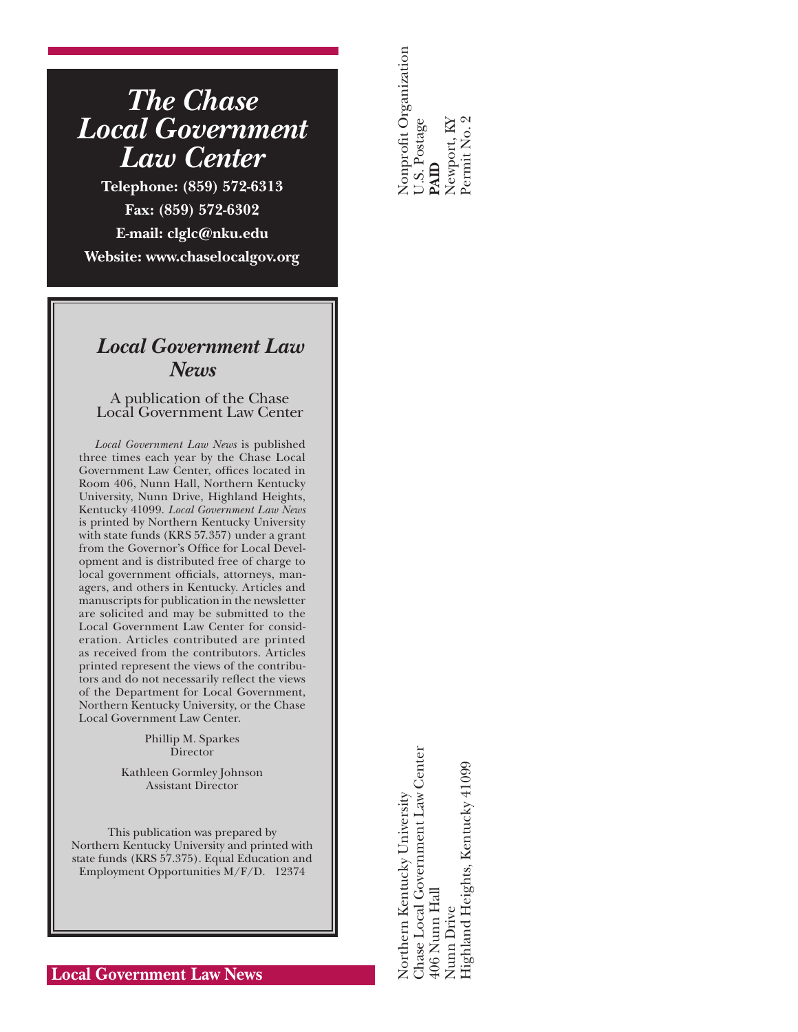# *The Chase Local Government Law Center*

**Telephone: (859) 572-6313**

**Fax: (859) 572-6302**

**E-mail: clglc@nku.edu**

**Website: www.chaselocalgov.org**

## *Local Government Law News*

A publication of the Chase Local Government Law Center

*Local Government Law News* is published three times each year by the Chase Local Government Law Center, offices located in Room 406, Nunn Hall, Northern Kentucky University, Nunn Drive, Highland Heights, Kentucky 41099. *Local Government Law News* is printed by Northern Kentucky University with state funds (KRS 57.357) under a grant from the Governor's Office for Local Development and is distributed free of charge to local government officials, attorneys, managers, and others in Kentucky. Articles and manuscripts for publication in the newsletter are solicited and may be submitted to the Local Government Law Center for consideration. Articles contributed are printed as received from the contributors. Articles printed represent the views of the contributors and do not necessarily reflect the views of the Department for Local Government, Northern Kentucky University, or the Chase Local Government Law Center.

Phillip M. Sparkes
Director

Kathleen Gormley Johnson
Assistant Director

This publication was prepared by Northern Kentucky University and printed with state funds (KRS 57.375). Equal Education and Employment Opportunities M/F/D. 12374

Nonprofit Organization
U.S. Postage
**PAID**
Newport, KY
Permit No. 2

Northern Kentucky University
Chase Local Government Law Center
406 Nunn Hall
Nunn Drive
Highland Heights, Kentucky 41099